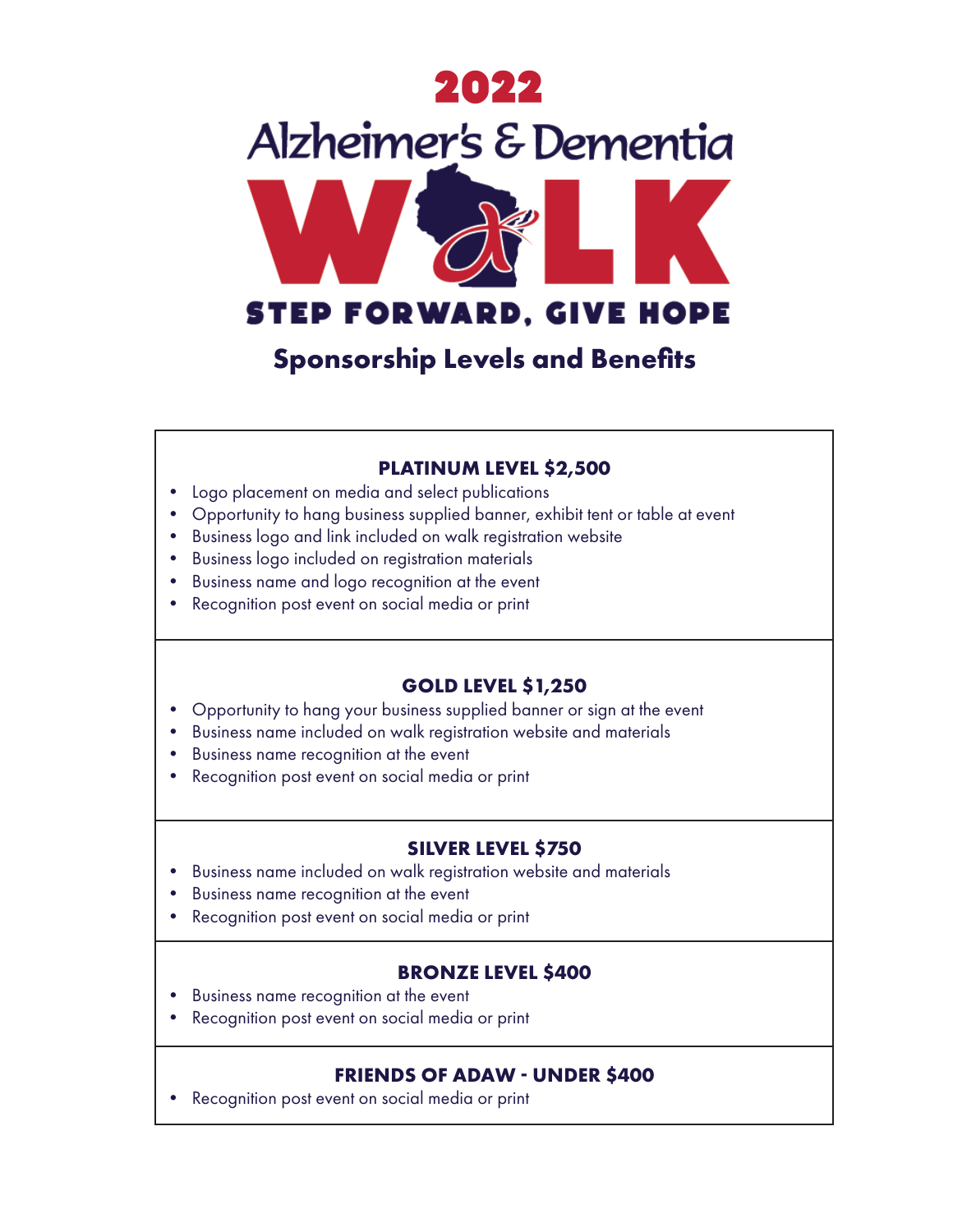# 2022

# Alzheimer's & Dementia WALK

**STEP FORWARD, GIVE HOPE**

## Sponsorship Levels and Benefits

### PLATINUM LEVEL $2,500

- Logo placement on media and select publications
- Opportunity to hang business supplied banner, exhibit tent or table at event
- Business logo and link included on walk registration website
- Business logo included on registration materials
- Business name and logo recognition at the event
- Recognition post event on social media or print

### GOLD LEVEL $1,250

- Opportunity to hang your business supplied banner or sign at the event
- Business name included on walk registration website and materials
- Business name recognition at the event
- Recognition post event on social media or print

### SILVER LEVEL $750

- Business name included on walk registration website and materials
- Business name recognition at the event
- Recognition post event on social media or print

### BRONZE LEVEL $400

- Business name recognition at the event
- Recognition post event on social media or print

### FRIENDS OF ADAW - UNDER $400

- Recognition post event on social media or print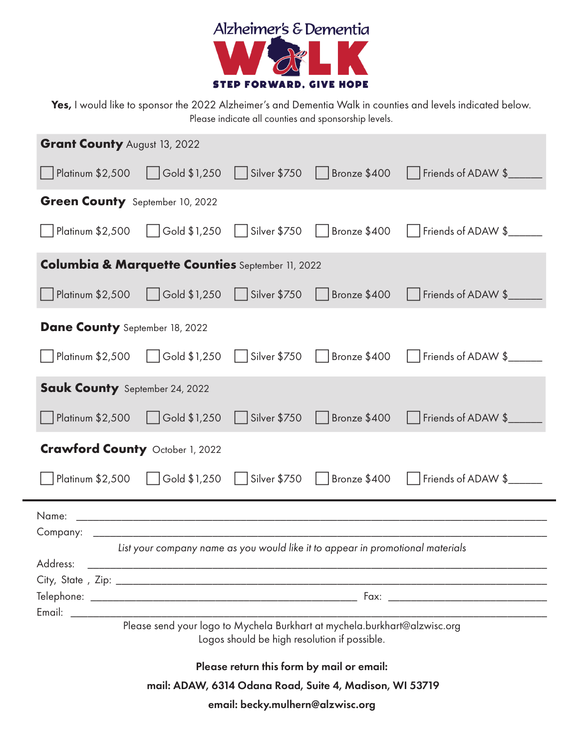Alzheimer's & Dementia WALK

STEP FORWARD. GIVE HOPE

**Yes,** I would like to sponsor the 2022 Alzheimer's and Dementia Walk in counties and levels indicated below.
Please indicate all counties and sponsorship levels.

**Grant County** August 13, 2022

☐ Platinum $2,500 ☐ Gold $1,250 ☐ Silver $750 ☐ Bronze $400 ☐ Friends of ADAW $______

**Green County** September 10, 2022

☐ Platinum $2,500 ☐ Gold $1,250 ☐ Silver $750 ☐ Bronze $400 ☐ Friends of ADAW $______

**Columbia & Marquette Counties** September 11, 2022

☐ Platinum $2,500 ☐ Gold $1,250 ☐ Silver $750 ☐ Bronze $400 ☐ Friends of ADAW $______

**Dane County** September 18, 2022

☐ Platinum $2,500 ☐ Gold $1,250 ☐ Silver $750 ☐ Bronze $400 ☐ Friends of ADAW $______

**Sauk County** September 24, 2022

☐ Platinum $2,500 ☐ Gold $1,250 ☐ Silver $750 ☐ Bronze $400 ☐ Friends of ADAW $______

**Crawford County** October 1, 2022

☐ Platinum $2,500 ☐ Gold $1,250 ☐ Silver $750 ☐ Bronze $400 ☐ Friends of ADAW $______

---

Name: ______________________________________________

Company: ______________________________________________

*List your company name as you would like it to appear in promotional materials*

Address: ______________________________________________

City, State , Zip: ______________________________________________

Telephone: ______________________________ Fax: ______________________

Email: ______________________________________________

Please send your logo to Mychela Burkhart at mychela.burkhart@alzwisc.org
Logos should be high resolution if possible.

**Please return this form by mail or email:**

**mail: ADAW, 6314 Odana Road, Suite 4, Madison, WI 53719**

**email: becky.mulhern@alzwisc.org**